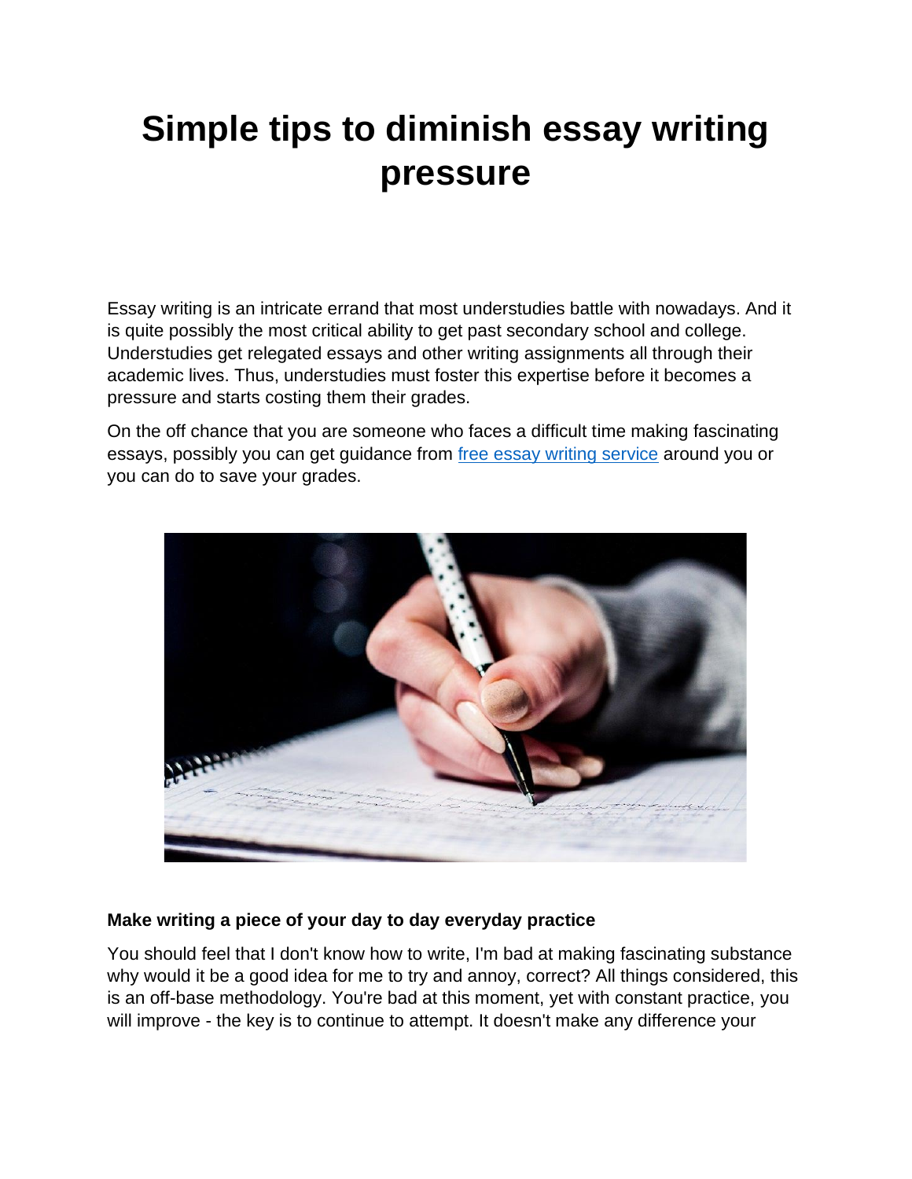# Simple tips to diminish essay writing pressure

Essay writing is an intricate errand that most understudies battle with nowadays. And it is quite possibly the most critical ability to get past secondary school and college. Understudies get relegated essays and other writing assignments all through their academic lives. Thus, understudies must foster this expertise before it becomes a pressure and starts costing them their grades.

On the off chance that you are someone who faces a difficult time making fascinating essays, possibly you can get guidance from [free essay writing service]() around you or you can do to save your grades.

**Make writing a piece of your day to day everyday practice**

You should feel that I don't know how to write, I'm bad at making fascinating substance why would it be a good idea for me to try and annoy, correct? All things considered, this is an off-base methodology. You're bad at this moment, yet with constant practice, you will improve - the key is to continue to attempt. It doesn't make any difference your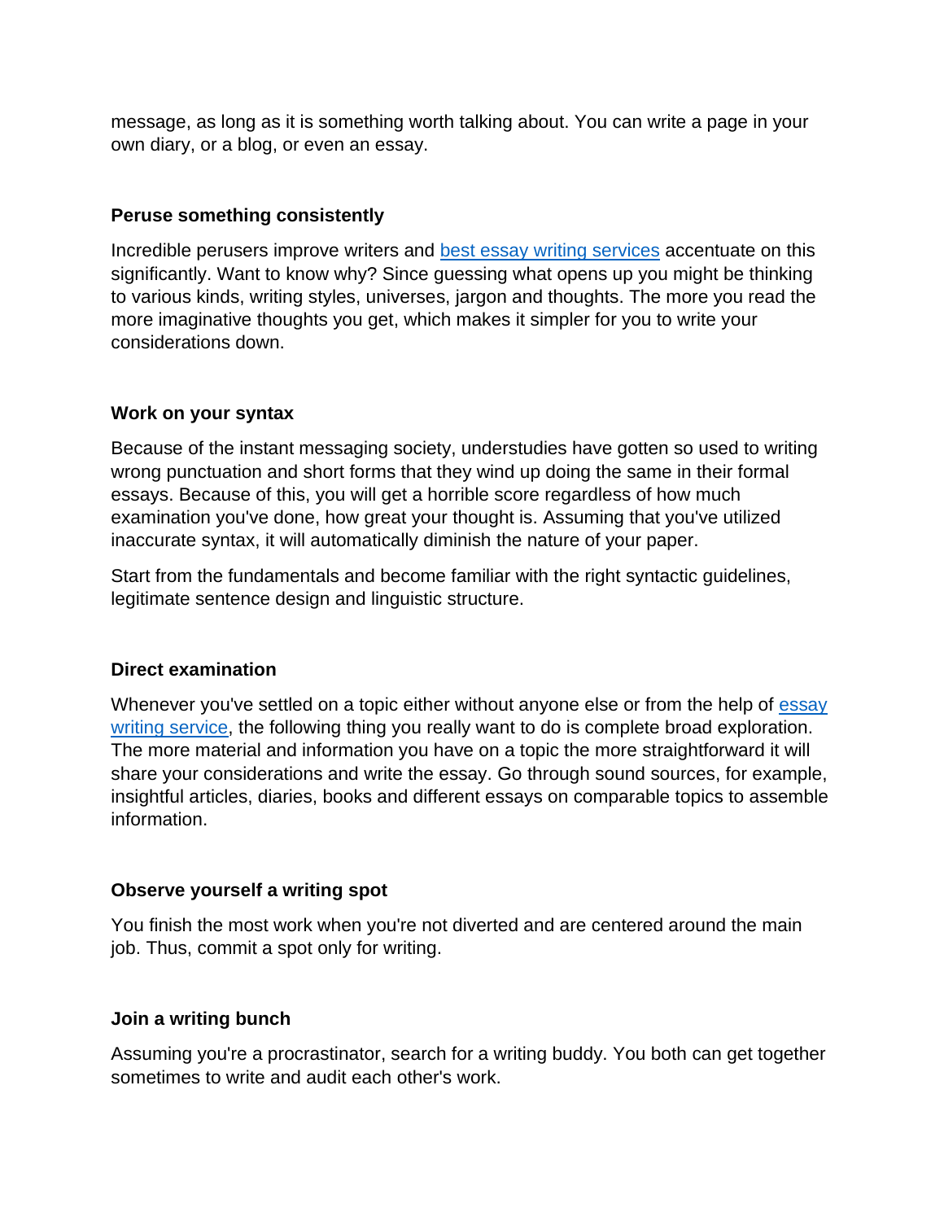message, as long as it is something worth talking about. You can write a page in your own diary, or a blog, or even an essay.

### Peruse something consistently

Incredible perusers improve writers and [best essay writing services](#) accentuate on this significantly. Want to know why? Since guessing what opens up you might be thinking to various kinds, writing styles, universes, jargon and thoughts. The more you read the more imaginative thoughts you get, which makes it simpler for you to write your considerations down.

### Work on your syntax

Because of the instant messaging society, understudies have gotten so used to writing wrong punctuation and short forms that they wind up doing the same in their formal essays. Because of this, you will get a horrible score regardless of how much examination you've done, how great your thought is. Assuming that you've utilized inaccurate syntax, it will automatically diminish the nature of your paper.

Start from the fundamentals and become familiar with the right syntactic guidelines, legitimate sentence design and linguistic structure.

### Direct examination

Whenever you've settled on a topic either without anyone else or from the help of [essay writing service](#), the following thing you really want to do is complete broad exploration. The more material and information you have on a topic the more straightforward it will share your considerations and write the essay. Go through sound sources, for example, insightful articles, diaries, books and different essays on comparable topics to assemble information.

### Observe yourself a writing spot

You finish the most work when you're not diverted and are centered around the main job. Thus, commit a spot only for writing.

### Join a writing bunch

Assuming you're a procrastinator, search for a writing buddy. You both can get together sometimes to write and audit each other's work.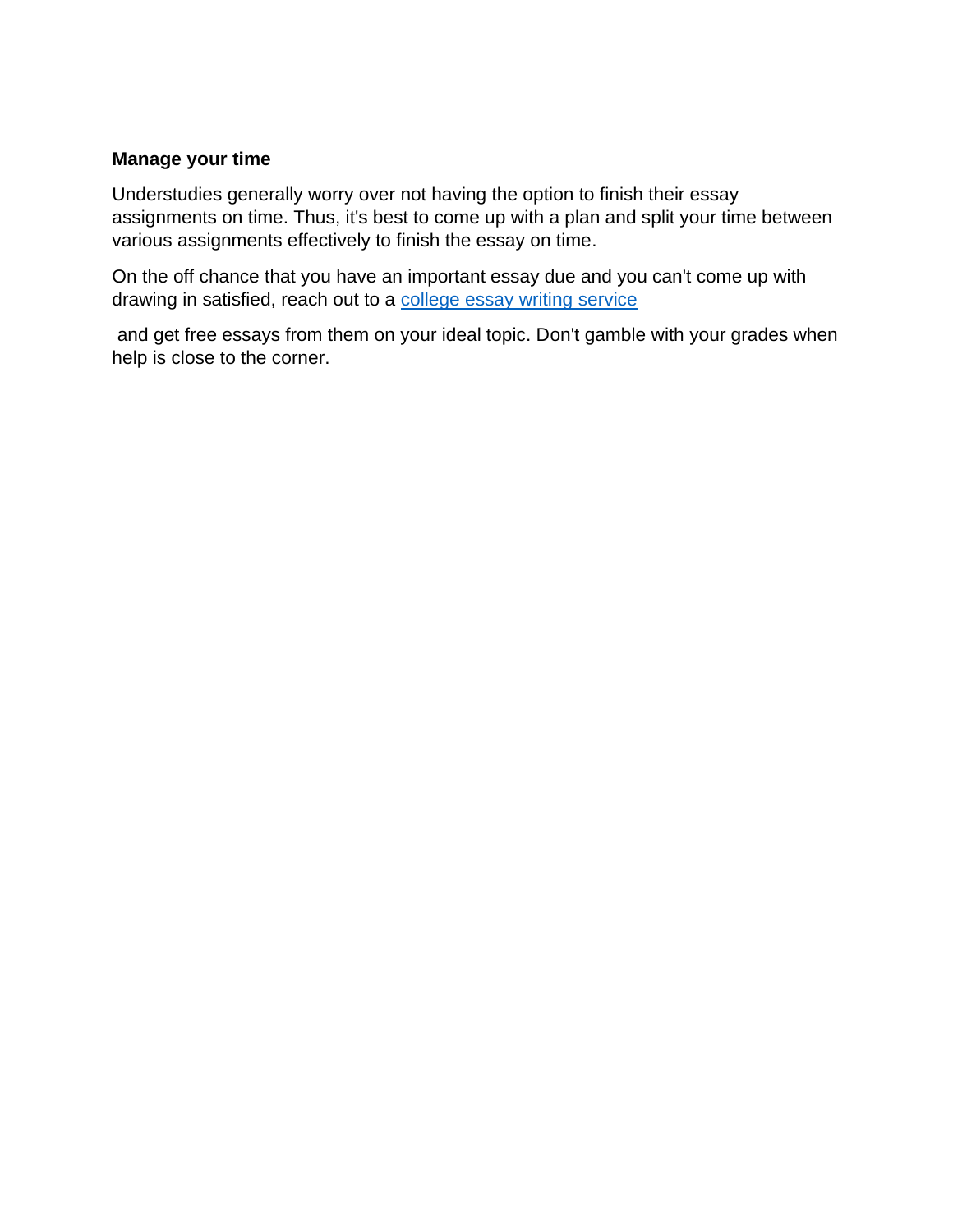**Manage your time**

Understudies generally worry over not having the option to finish their essay assignments on time. Thus, it's best to come up with a plan and split your time between various assignments effectively to finish the essay on time.

On the off chance that you have an important essay due and you can't come up with drawing in satisfied, reach out to a college essay writing service

and get free essays from them on your ideal topic. Don't gamble with your grades when help is close to the corner.